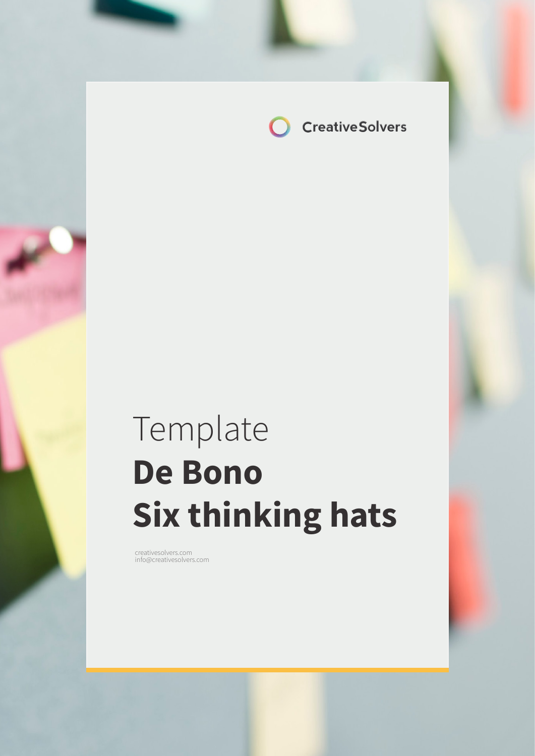CreativeSolvers

Template
# De Bono Six thinking hats

creativesolvers.com
info@creativesolvers.com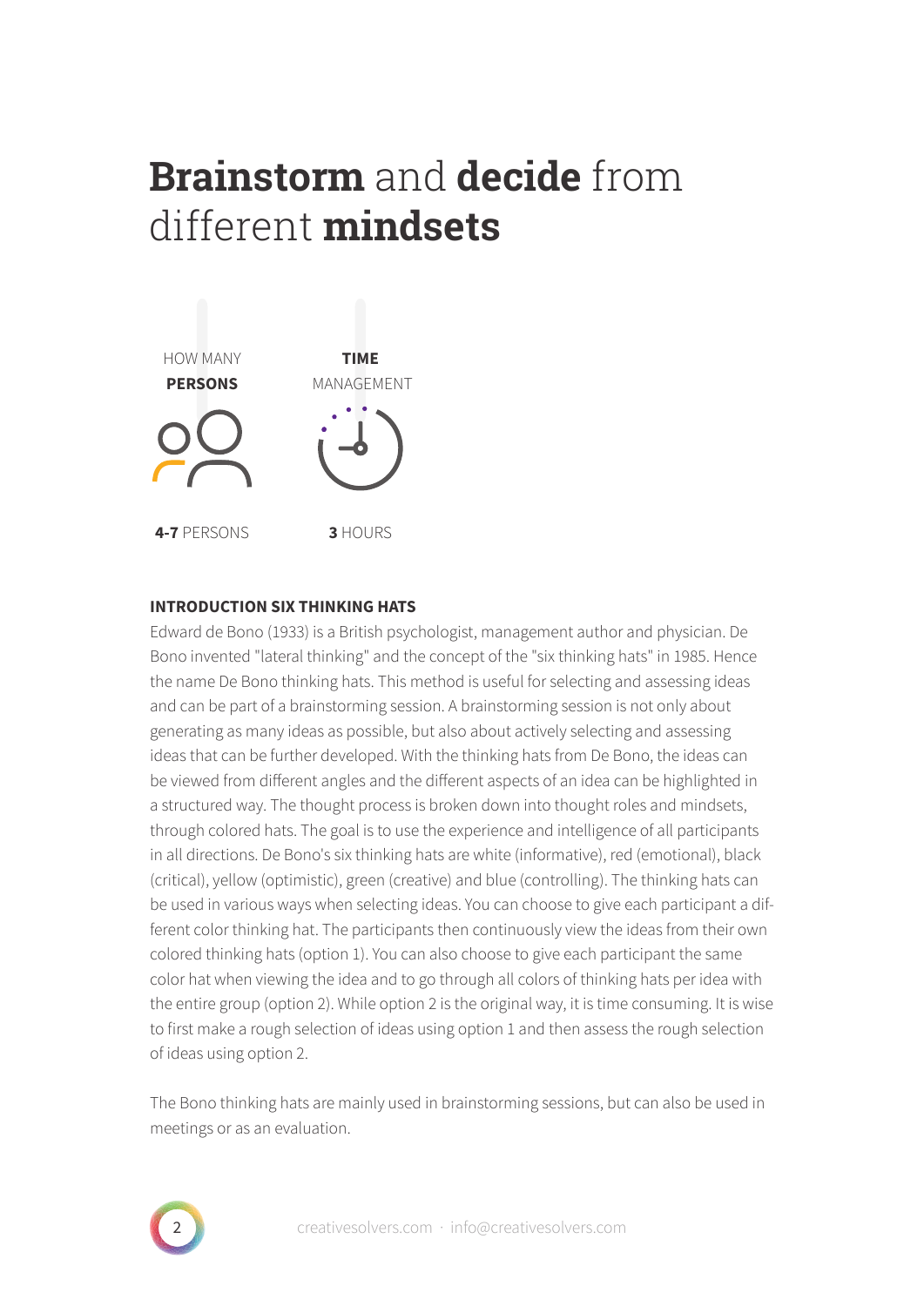# **Brainstorm** and **decide** from different **mindsets**

HOW MANY **PERSONS**

**4-7** PERSONS

**TIME** MANAGEMENT

**3** HOURS

**INTRODUCTION SIX THINKING HATS**

Edward de Bono (1933) is a British psychologist, management author and physician. De Bono invented "lateral thinking" and the concept of the "six thinking hats" in 1985. Hence the name De Bono thinking hats. This method is useful for selecting and assessing ideas and can be part of a brainstorming session. A brainstorming session is not only about generating as many ideas as possible, but also about actively selecting and assessing ideas that can be further developed. With the thinking hats from De Bono, the ideas can be viewed from different angles and the different aspects of an idea can be highlighted in a structured way. The thought process is broken down into thought roles and mindsets, through colored hats. The goal is to use the experience and intelligence of all participants in all directions. De Bono's six thinking hats are white (informative), red (emotional), black (critical), yellow (optimistic), green (creative) and blue (controlling). The thinking hats can be used in various ways when selecting ideas. You can choose to give each participant a different color thinking hat. The participants then continuously view the ideas from their own colored thinking hats (option 1). You can also choose to give each participant the same color hat when viewing the idea and to go through all colors of thinking hats per idea with the entire group (option 2). While option 2 is the original way, it is time consuming. It is wise to first make a rough selection of ideas using option 1 and then assess the rough selection of ideas using option 2.

The Bono thinking hats are mainly used in brainstorming sessions, but can also be used in meetings or as an evaluation.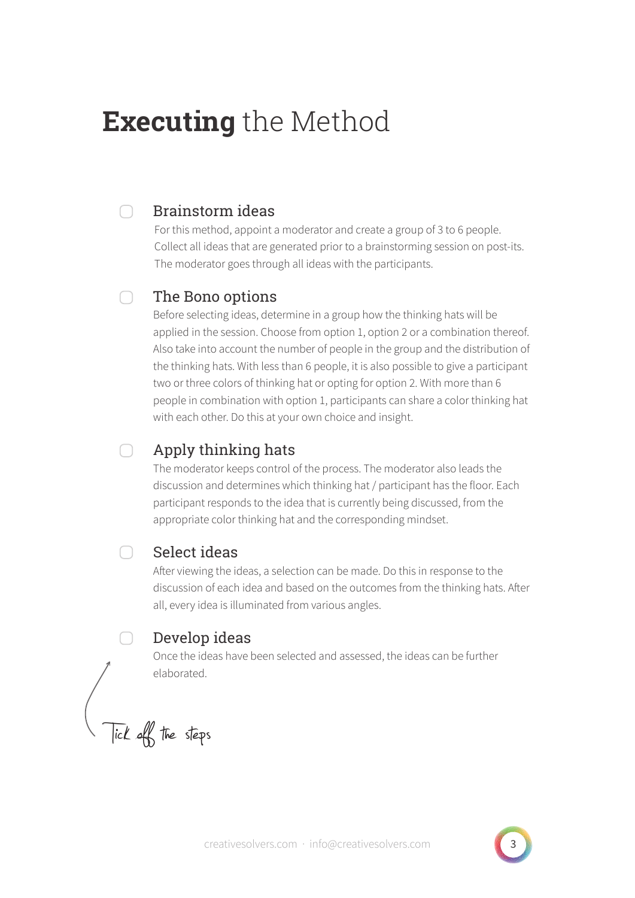# **Executing** the Method

- [ ] **Brainstorm ideas**

  For this method, appoint a moderator and create a group of 3 to 6 people. Collect all ideas that are generated prior to a brainstorming session on post-its. The moderator goes through all ideas with the participants.

- [ ] **The Bono options**

  Before selecting ideas, determine in a group how the thinking hats will be applied in the session. Choose from option 1, option 2 or a combination thereof. Also take into account the number of people in the group and the distribution of the thinking hats. With less than 6 people, it is also possible to give a participant two or three colors of thinking hat or opting for option 2. With more than 6 people in combination with option 1, participants can share a color thinking hat with each other. Do this at your own choice and insight.

- [ ] **Apply thinking hats**

  The moderator keeps control of the process. The moderator also leads the discussion and determines which thinking hat / participant has the floor. Each participant responds to the idea that is currently being discussed, from the appropriate color thinking hat and the corresponding mindset.

- [ ] **Select ideas**

  After viewing the ideas, a selection can be made. Do this in response to the discussion of each idea and based on the outcomes from the thinking hats. After all, every idea is illuminated from various angles.

- [ ] **Develop ideas**

  Once the ideas have been selected and assessed, the ideas can be further elaborated.

*Tick off the steps*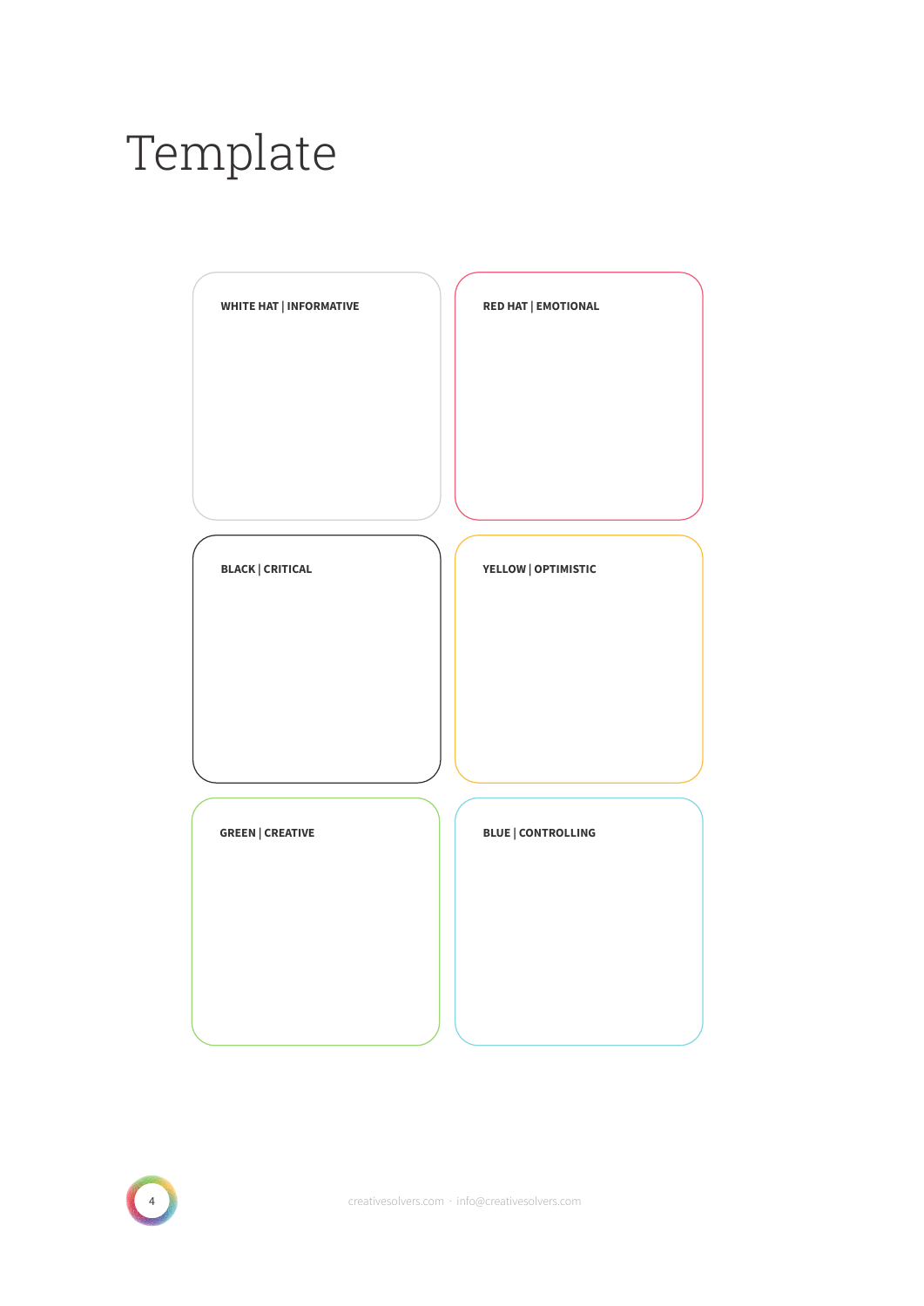# Template

**WHITE HAT | INFORMATIVE**

**RED HAT | EMOTIONAL**

**BLACK | CRITICAL**

**YELLOW | OPTIMISTIC**

**GREEN | CREATIVE**

**BLUE | CONTROLLING**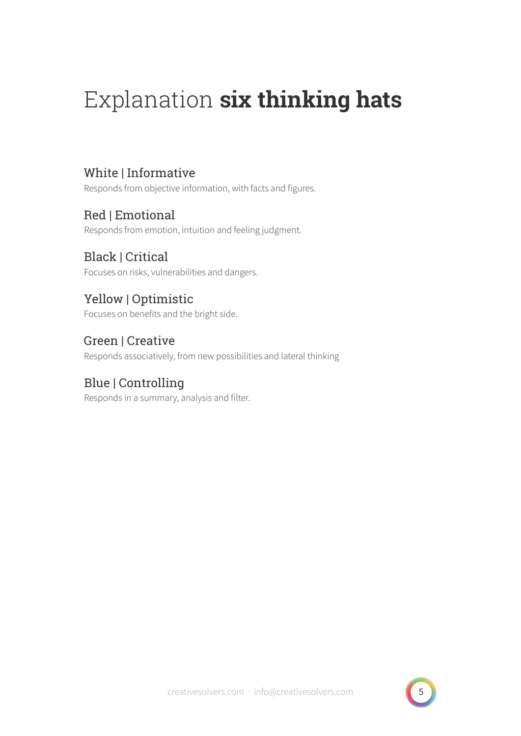# Explanation **six thinking hats**

## White | Informative

Responds from objective information, with facts and figures.

## Red | Emotional

Responds from emotion, intuition and feeling judgment.

## Black | Critical

Focuses on risks, vulnerabilities and dangers.

## Yellow | Optimistic

Focuses on benefits and the bright side.

## Green | Creative

Responds associatively, from new possibilities and lateral thinking

## Blue | Controlling

Responds in a summary, analysis and filter.